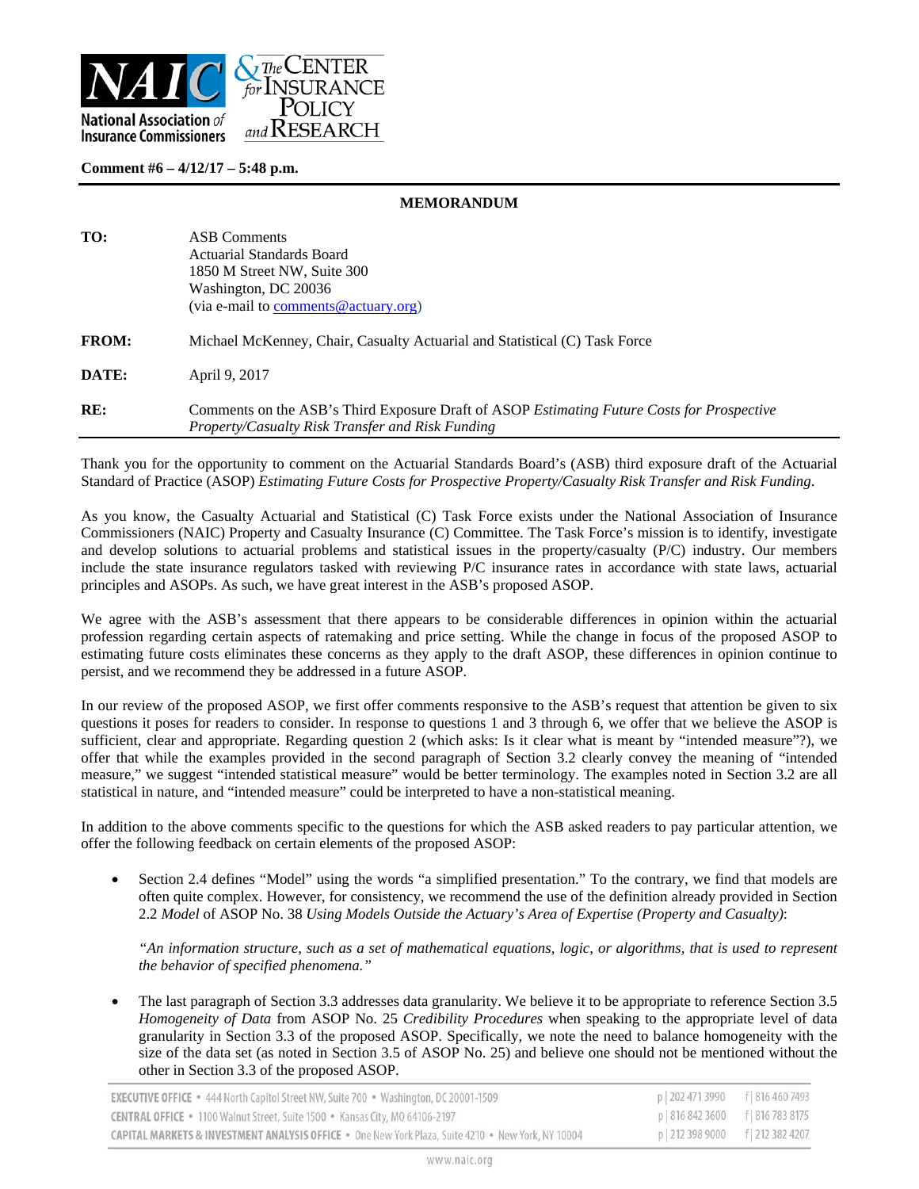Comment #6 – 4/12/17 – 5:48 p.m.

**MEMORANDUM**

**TO:** ASB Comments
Actuarial Standards Board
1850 M Street NW, Suite 300
Washington, DC 20036
(via e-mail to comments@actuary.org)

**FROM:** Michael McKenney, Chair, Casualty Actuarial and Statistical (C) Task Force

**DATE:** April 9, 2017

**RE:** Comments on the ASB's Third Exposure Draft of ASOP *Estimating Future Costs for Prospective Property/Casualty Risk Transfer and Risk Funding*

Thank you for the opportunity to comment on the Actuarial Standards Board's (ASB) third exposure draft of the Actuarial Standard of Practice (ASOP) *Estimating Future Costs for Prospective Property/Casualty Risk Transfer and Risk Funding*.

As you know, the Casualty Actuarial and Statistical (C) Task Force exists under the National Association of Insurance Commissioners (NAIC) Property and Casualty Insurance (C) Committee. The Task Force's mission is to identify, investigate and develop solutions to actuarial problems and statistical issues in the property/casualty (P/C) industry. Our members include the state insurance regulators tasked with reviewing P/C insurance rates in accordance with state laws, actuarial principles and ASOPs. As such, we have great interest in the ASB's proposed ASOP.

We agree with the ASB's assessment that there appears to be considerable differences in opinion within the actuarial profession regarding certain aspects of ratemaking and price setting. While the change in focus of the proposed ASOP to estimating future costs eliminates these concerns as they apply to the draft ASOP, these differences in opinion continue to persist, and we recommend they be addressed in a future ASOP.

In our review of the proposed ASOP, we first offer comments responsive to the ASB's request that attention be given to six questions it poses for readers to consider. In response to questions 1 and 3 through 6, we offer that we believe the ASOP is sufficient, clear and appropriate. Regarding question 2 (which asks: Is it clear what is meant by "intended measure"?), we offer that while the examples provided in the second paragraph of Section 3.2 clearly convey the meaning of "intended measure," we suggest "intended statistical measure" would be better terminology. The examples noted in Section 3.2 are all statistical in nature, and "intended measure" could be interpreted to have a non-statistical meaning.

In addition to the above comments specific to the questions for which the ASB asked readers to pay particular attention, we offer the following feedback on certain elements of the proposed ASOP:

- Section 2.4 defines "Model" using the words "a simplified presentation." To the contrary, we find that models are often quite complex. However, for consistency, we recommend the use of the definition already provided in Section 2.2 *Model* of ASOP No. 38 *Using Models Outside the Actuary's Area of Expertise (Property and Casualty)*:

  *"An information structure, such as a set of mathematical equations, logic, or algorithms, that is used to represent the behavior of specified phenomena."*

- The last paragraph of Section 3.3 addresses data granularity. We believe it to be appropriate to reference Section 3.5 *Homogeneity of Data* from ASOP No. 25 *Credibility Procedures* when speaking to the appropriate level of data granularity in Section 3.3 of the proposed ASOP. Specifically, we note the need to balance homogeneity with the size of the data set (as noted in Section 3.5 of ASOP No. 25) and believe one should not be mentioned without the other in Section 3.3 of the proposed ASOP.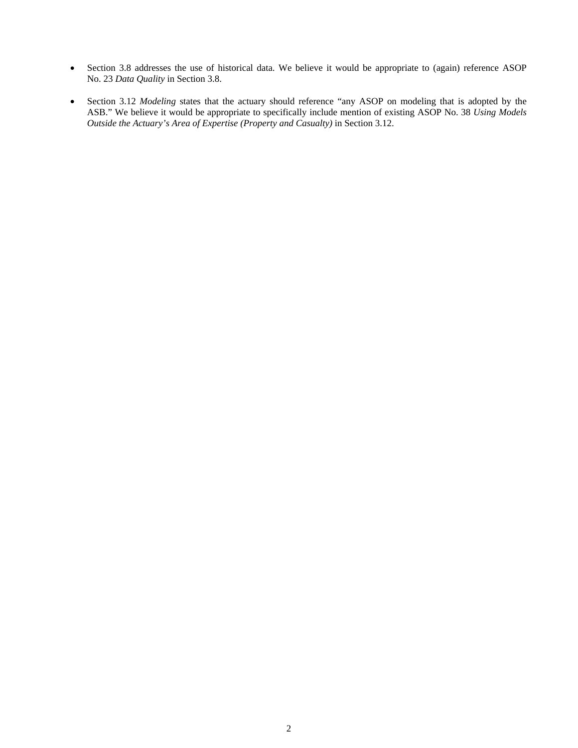- Section 3.8 addresses the use of historical data. We believe it would be appropriate to (again) reference ASOP No. 23 *Data Quality* in Section 3.8.

- Section 3.12 *Modeling* states that the actuary should reference "any ASOP on modeling that is adopted by the ASB." We believe it would be appropriate to specifically include mention of existing ASOP No. 38 *Using Models Outside the Actuary's Area of Expertise (Property and Casualty)* in Section 3.12.